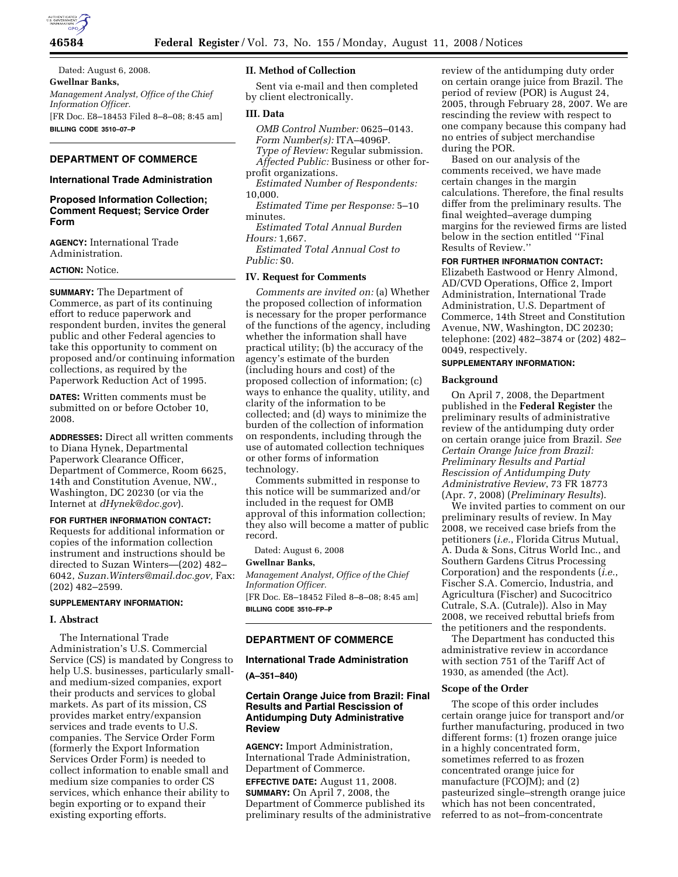Dated: August 6, 2008.

**Gwellnar Banks,**

*Management Analyst, Office of the Chief Information Officer.*

[FR Doc. E8–18453 Filed 8–8–08; 8:45 am]

**BILLING CODE 3510–07–P**

## DEPARTMENT OF COMMERCE

### International Trade Administration

### Proposed Information Collection; Comment Request; Service Order Form

**AGENCY:** International Trade Administration.

**ACTION:** Notice.

**SUMMARY:** The Department of Commerce, as part of its continuing effort to reduce paperwork and respondent burden, invites the general public and other Federal agencies to take this opportunity to comment on proposed and/or continuing information collections, as required by the Paperwork Reduction Act of 1995.

**DATES:** Written comments must be submitted on or before October 10, 2008.

**ADDRESSES:** Direct all written comments to Diana Hynek, Departmental Paperwork Clearance Officer, Department of Commerce, Room 6625, 14th and Constitution Avenue, NW., Washington, DC 20230 (or via the Internet at *dHynek@doc.gov*).

**FOR FURTHER INFORMATION CONTACT:** Requests for additional information or copies of the information collection instrument and instructions should be directed to Suzan Winters—(202) 482–6042, *Suzan.Winters@mail.doc.gov,* Fax: (202) 482–2599.

**SUPPLEMENTARY INFORMATION:**

**I. Abstract**

The International Trade Administration's U.S. Commercial Service (CS) is mandated by Congress to help U.S. businesses, particularly small- and medium-sized companies, export their products and services to global markets. As part of its mission, CS provides market entry/expansion services and trade events to U.S. companies. The Service Order Form (formerly the Export Information Services Order Form) is needed to collect information to enable small and medium size companies to order CS services, which enhance their ability to begin exporting or to expand their existing exporting efforts.

**II. Method of Collection**

Sent via e-mail and then completed by client electronically.

**III. Data**

*OMB Control Number:* 0625–0143.

*Form Number(s):* ITA–4096P.

*Type of Review:* Regular submission.

*Affected Public:* Business or other for-profit organizations.

*Estimated Number of Respondents:* 10,000.

*Estimated Time per Response:* 5–10 minutes.

*Estimated Total Annual Burden Hours:* 1,667.

*Estimated Total Annual Cost to Public:* $0.

**IV. Request for Comments**

*Comments are invited on:* (a) Whether the proposed collection of information is necessary for the proper performance of the functions of the agency, including whether the information shall have practical utility; (b) the accuracy of the agency's estimate of the burden (including hours and cost) of the proposed collection of information; (c) ways to enhance the quality, utility, and clarity of the information to be collected; and (d) ways to minimize the burden of the collection of information on respondents, including through the use of automated collection techniques or other forms of information technology.

Comments submitted in response to this notice will be summarized and/or included in the request for OMB approval of this information collection; they also will become a matter of public record.

Dated: August 6, 2008

**Gwellnar Banks,**

*Management Analyst, Office of the Chief Information Officer.*

[FR Doc. E8–18452 Filed 8–8–08; 8:45 am]

**BILLING CODE 3510–FP–P**

## DEPARTMENT OF COMMERCE

### International Trade Administration

**(A–351–840)**

### Certain Orange Juice from Brazil: Final Results and Partial Rescission of Antidumping Duty Administrative Review

**AGENCY:** Import Administration, International Trade Administration, Department of Commerce.

**EFFECTIVE DATE:** August 11, 2008.

**SUMMARY:** On April 7, 2008, the Department of Commerce published its preliminary results of the administrative review of the antidumping duty order on certain orange juice from Brazil. The period of review (POR) is August 24, 2005, through February 28, 2007. We are rescinding the review with respect to one company because this company had no entries of subject merchandise during the POR.

Based on our analysis of the comments received, we have made certain changes in the margin calculations. Therefore, the final results differ from the preliminary results. The final weighted–average dumping margins for the reviewed firms are listed below in the section entitled ''Final Results of Review.''

**FOR FURTHER INFORMATION CONTACT:** Elizabeth Eastwood or Henry Almond, AD/CVD Operations, Office 2, Import Administration, International Trade Administration, U.S. Department of Commerce, 14th Street and Constitution Avenue, NW, Washington, DC 20230; telephone: (202) 482–3874 or (202) 482–0049, respectively.

**SUPPLEMENTARY INFORMATION:**

**Background**

On April 7, 2008, the Department published in the **Federal Register** the preliminary results of administrative review of the antidumping duty order on certain orange juice from Brazil. *See Certain Orange Juice from Brazil: Preliminary Results and Partial Rescission of Antidumping Duty Administrative Review*, 73 FR 18773 (Apr. 7, 2008) (*Preliminary Results*).

We invited parties to comment on our preliminary results of review. In May 2008, we received case briefs from the petitioners (*i.e.*, Florida Citrus Mutual, A. Duda & Sons, Citrus World Inc., and Southern Gardens Citrus Processing Corporation) and the respondents (*i.e.*, Fischer S.A. Comercio, Industria, and Agricultura (Fischer) and Sucocitrico Cutrale, S.A. (Cutrale)). Also in May 2008, we received rebuttal briefs from the petitioners and the respondents.

The Department has conducted this administrative review in accordance with section 751 of the Tariff Act of 1930, as amended (the Act).

**Scope of the Order**

The scope of this order includes certain orange juice for transport and/or further manufacturing, produced in two different forms: (1) frozen orange juice in a highly concentrated form, sometimes referred to as frozen concentrated orange juice for manufacture (FCOJM); and (2) pasteurized single–strength orange juice which has not been concentrated, referred to as not–from-concentrate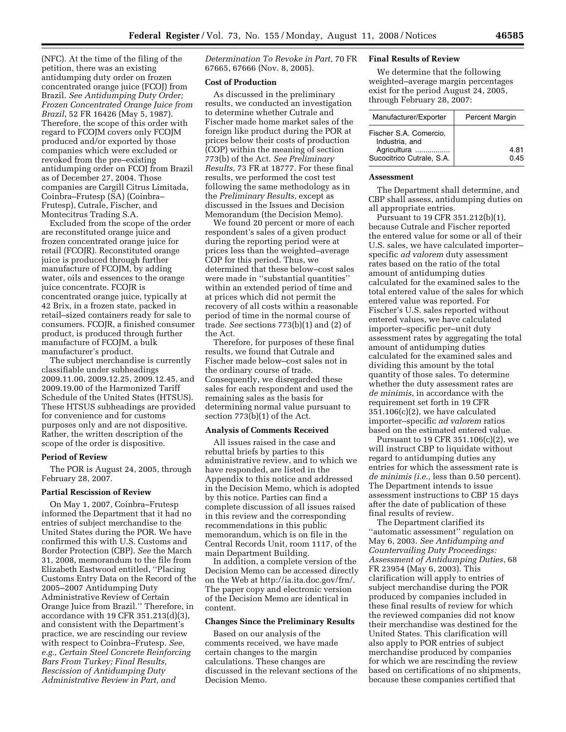(NFC). At the time of the filing of the petition, there was an existing antidumping duty order on frozen concentrated orange juice (FCOJ) from Brazil. *See Antidumping Duty Order; Frozen Concentrated Orange Juice from Brazil*, 52 FR 16426 (May 5, 1987). Therefore, the scope of this order with regard to FCOJM covers only FCOJM produced and/or exported by those companies which were excluded or revoked from the pre–existing antidumping order on FCOJ from Brazil as of December 27, 2004. Those companies are Cargill Citrus Limitada, Coinbra–Frutesp (SA) (Coinbra–Frutesp), Cutrale, Fischer, and Montecitrus Trading S.A.

Excluded from the scope of the order are reconstituted orange juice and frozen concentrated orange juice for retail (FCOJR). Reconstituted orange juice is produced through further manufacture of FCOJM, by adding water, oils and essences to the orange juice concentrate. FCOJR is concentrated orange juice, typically at 42 Brix, in a frozen state, packed in retail–sized containers ready for sale to consumers. FCOJR, a finished consumer product, is produced through further manufacture of FCOJM, a bulk manufacturer's product.

The subject merchandise is currently classifiable under subheadings 2009.11.00, 2009.12.25, 2009.12.45, and 2009.19.00 of the Harmonized Tariff Schedule of the United States (HTSUS). These HTSUS subheadings are provided for convenience and for customs purposes only and are not dispositive. Rather, the written description of the scope of the order is dispositive.

**Period of Review**

The POR is August 24, 2005, through February 28, 2007.

**Partial Rescission of Review**

On May 1, 2007, Coinbra–Frutesp informed the Department that it had no entries of subject merchandise to the United States during the POR. We have confirmed this with U.S. Customs and Border Protection (CBP). *See* the March 31, 2008, memorandum to the file from Elizabeth Eastwood entitled, ''Placing Customs Entry Data on the Record of the 2005–2007 Antidumping Duty Administrative Review of Certain Orange Juice from Brazil.'' Therefore, in accordance with 19 CFR 351.213(d)(3), and consistent with the Department's practice, we are rescinding our review with respect to Coinbra–Frutesp. *See, e.g., Certain Steel Concrete Reinforcing Bars From Turkey; Final Results, Rescission of Antidumping Duty Administrative Review in Part, and Determination To Revoke in Part*, 70 FR 67665, 67666 (Nov. 8, 2005).

**Cost of Production**

As discussed in the preliminary results, we conducted an investigation to determine whether Cutrale and Fischer made home market sales of the foreign like product during the POR at prices below their costs of production (COP) within the meaning of section 773(b) of the Act. *See Preliminary Results*, 73 FR at 18777. For these final results, we performed the cost test following the same methodology as in the *Preliminary Results*, except as discussed in the Issues and Decision Memorandum (the Decision Memo).

We found 20 percent or more of each respondent's sales of a given product during the reporting period were at prices less than the weighted–average COP for this period. Thus, we determined that these below–cost sales were made in ''substantial quantities'' within an extended period of time and at prices which did not permit the recovery of all costs within a reasonable period of time in the normal course of trade. *See* sections 773(b)(1) and (2) of the Act.

Therefore, for purposes of these final results, we found that Cutrale and Fischer made below–cost sales not in the ordinary course of trade. Consequently, we disregarded these sales for each respondent and used the remaining sales as the basis for determining normal value pursuant to section 773(b)(1) of the Act.

**Analysis of Comments Received**

All issues raised in the case and rebuttal briefs by parties to this administrative review, and to which we have responded, are listed in the Appendix to this notice and addressed in the Decision Memo, which is adopted by this notice. Parties can find a complete discussion of all issues raised in this review and the corresponding recommendations in this public memorandum, which is on file in the Central Records Unit, room 1117, of the main Department Building.

In addition, a complete version of the Decision Memo can be accessed directly on the Web at http://ia.ita.doc.gov/frn/. The paper copy and electronic version of the Decision Memo are identical in content.

**Changes Since the Preliminary Results**

Based on our analysis of the comments received, we have made certain changes to the margin calculations. These changes are discussed in the relevant sections of the Decision Memo.

**Final Results of Review**

We determine that the following weighted–average margin percentages exist for the period August 24, 2005, through February 28, 2007:

| Manufacturer/Exporter | Percent Margin |
| --- | --- |
| Fischer S.A. Comercio, Industria, and Agricultura ................ | 4.81 |
| Sucocitrico Cutrale, S.A. | 0.45 |

**Assessment**

The Department shall determine, and CBP shall assess, antidumping duties on all appropriate entries.

Pursuant to 19 CFR 351.212(b)(1), because Cutrale and Fischer reported the entered value for some or all of their U.S. sales, we have calculated importer–specific *ad valorem* duty assessment rates based on the ratio of the total amount of antidumping duties calculated for the examined sales to the total entered value of the sales for which entered value was reported. For Fischer's U.S. sales reported without entered values, we have calculated importer–specific per–unit duty assessment rates by aggregating the total amount of antidumping duties calculated for the examined sales and dividing this amount by the total quantity of those sales. To determine whether the duty assessment rates are *de minimis*, in accordance with the requirement set forth in 19 CFR 351.106(c)(2), we have calculated importer–specific *ad valorem* ratios based on the estimated entered value.

Pursuant to 19 CFR 351.106(c)(2), we will instruct CBP to liquidate without regard to antidumping duties any entries for which the assessment rate is *de minimis (i.e.*, less than 0.50 percent). The Department intends to issue assessment instructions to CBP 15 days after the date of publication of these final results of review.

The Department clarified its ''automatic assessment'' regulation on May 6, 2003. *See Antidumping and Countervailing Duty Proceedings: Assessment of Antidumping Duties*, 68 FR 23954 (May 6, 2003). This clarification will apply to entries of subject merchandise during the POR produced by companies included in these final results of review for which the reviewed companies did not know their merchandise was destined for the United States. This clarification will also apply to POR entries of subject merchandise produced by companies for which we are rescinding the review based on certifications of no shipments, because these companies certified that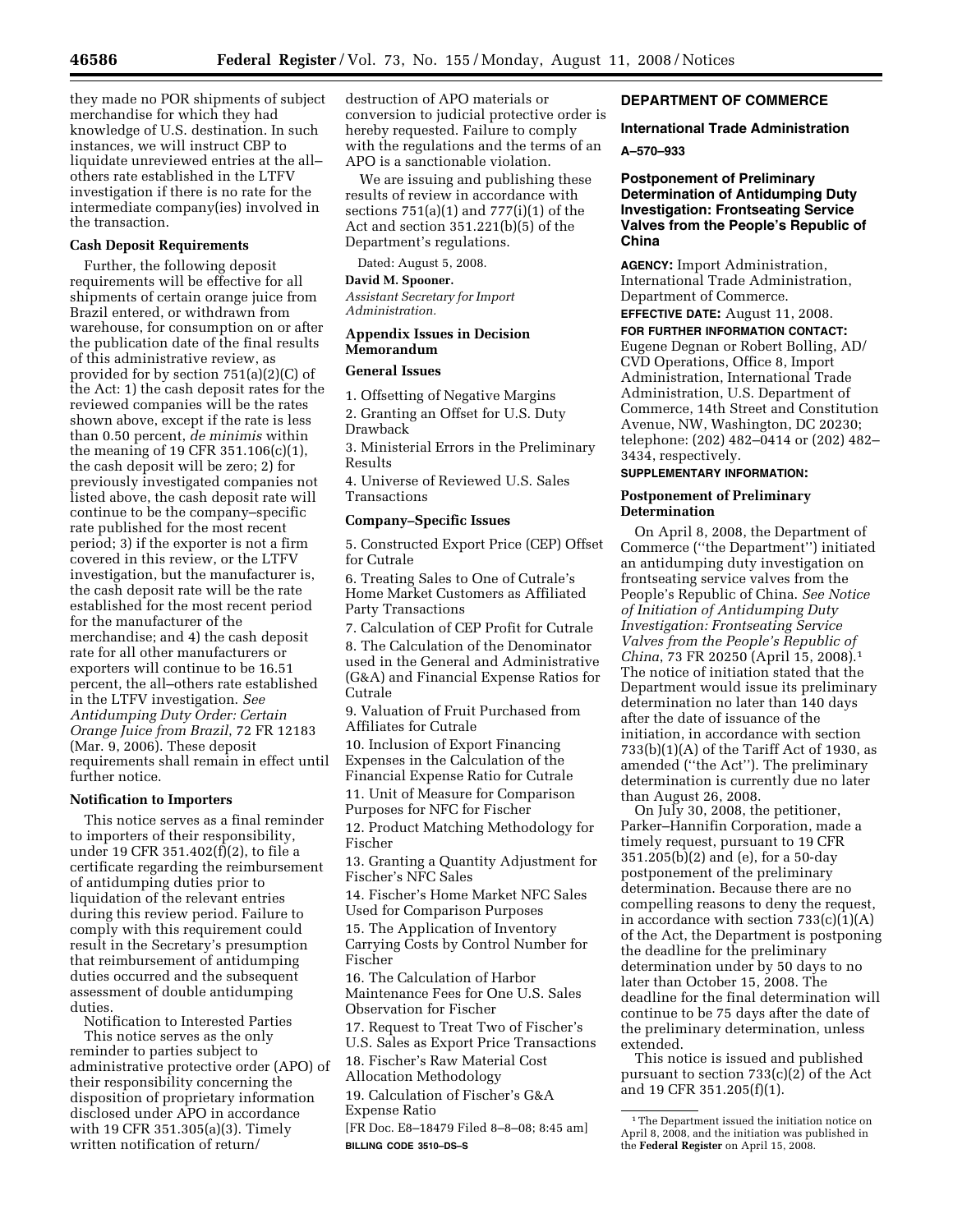they made no POR shipments of subject merchandise for which they had knowledge of U.S. destination. In such instances, we will instruct CBP to liquidate unreviewed entries at the all–others rate established in the LTFV investigation if there is no rate for the intermediate company(ies) involved in the transaction.

**Cash Deposit Requirements**

Further, the following deposit requirements will be effective for all shipments of certain orange juice from Brazil entered, or withdrawn from warehouse, for consumption on or after the publication date of the final results of this administrative review, as provided for by section 751(a)(2)(C) of the Act: 1) the cash deposit rates for the reviewed companies will be the rates shown above, except if the rate is less than 0.50 percent, *de minimis* within the meaning of 19 CFR 351.106(c)(1), the cash deposit will be zero; 2) for previously investigated companies not listed above, the cash deposit rate will continue to be the company–specific rate published for the most recent period; 3) if the exporter is not a firm covered in this review, or the LTFV investigation, but the manufacturer is, the cash deposit rate will be the rate established for the most recent period for the manufacturer of the merchandise; and 4) the cash deposit rate for all other manufacturers or exporters will continue to be 16.51 percent, the all–others rate established in the LTFV investigation. *See Antidumping Duty Order: Certain Orange Juice from Brazil*, 72 FR 12183 (Mar. 9, 2006). These deposit requirements shall remain in effect until further notice.

**Notification to Importers**

This notice serves as a final reminder to importers of their responsibility, under 19 CFR 351.402(f)(2), to file a certificate regarding the reimbursement of antidumping duties prior to liquidation of the relevant entries during this review period. Failure to comply with this requirement could result in the Secretary's presumption that reimbursement of antidumping duties occurred and the subsequent assessment of double antidumping duties.

Notification to Interested Parties

This notice serves as the only reminder to parties subject to administrative protective order (APO) of their responsibility concerning the disposition of proprietary information disclosed under APO in accordance with 19 CFR 351.305(a)(3). Timely written notification of return/destruction of APO materials or conversion to judicial protective order is hereby requested. Failure to comply with the regulations and the terms of an APO is a sanctionable violation.

We are issuing and publishing these results of review in accordance with sections 751(a)(1) and 777(i)(1) of the Act and section 351.221(b)(5) of the Department's regulations.

Dated: August 5, 2008.

**David M. Spooner.**

*Assistant Secretary for Import Administration.*

**Appendix Issues in Decision Memorandum**

**General Issues**

1. Offsetting of Negative Margins
2. Granting an Offset for U.S. Duty Drawback
3. Ministerial Errors in the Preliminary Results
4. Universe of Reviewed U.S. Sales Transactions

**Company–Specific Issues**

5. Constructed Export Price (CEP) Offset for Cutrale
6. Treating Sales to One of Cutrale's Home Market Customers as Affiliated Party Transactions
7. Calculation of CEP Profit for Cutrale
8. The Calculation of the Denominator used in the General and Administrative (G&A) and Financial Expense Ratios for Cutrale
9. Valuation of Fruit Purchased from Affiliates for Cutrale
10. Inclusion of Export Financing Expenses in the Calculation of the Financial Expense Ratio for Cutrale
11. Unit of Measure for Comparison Purposes for NFC for Fischer
12. Product Matching Methodology for Fischer
13. Granting a Quantity Adjustment for Fischer's NFC Sales
14. Fischer's Home Market NFC Sales Used for Comparison Purposes
15. The Application of Inventory Carrying Costs by Control Number for Fischer
16. The Calculation of Harbor Maintenance Fees for One U.S. Sales Observation for Fischer
17. Request to Treat Two of Fischer's U.S. Sales as Export Price Transactions
18. Fischer's Raw Material Cost Allocation Methodology
19. Calculation of Fischer's G&A Expense Ratio

[FR Doc. E8–18479 Filed 8–8–08; 8:45 am]

**BILLING CODE 3510–DS–S**

## DEPARTMENT OF COMMERCE

### International Trade Administration

**A–570–933**

### Postponement of Preliminary Determination of Antidumping Duty Investigation: Frontseating Service Valves from the People's Republic of China

**AGENCY:** Import Administration, International Trade Administration, Department of Commerce.

**EFFECTIVE DATE:** August 11, 2008.

**FOR FURTHER INFORMATION CONTACT:** Eugene Degnan or Robert Bolling, AD/CVD Operations, Office 8, Import Administration, International Trade Administration, U.S. Department of Commerce, 14th Street and Constitution Avenue, NW, Washington, DC 20230; telephone: (202) 482–0414 or (202) 482–3434, respectively.

**SUPPLEMENTARY INFORMATION:**

**Postponement of Preliminary Determination**

On April 8, 2008, the Department of Commerce (''the Department'') initiated an antidumping duty investigation on frontseating service valves from the People's Republic of China. *See Notice of Initiation of Antidumping Duty Investigation: Frontseating Service Valves from the People's Republic of China*, 73 FR 20250 (April 15, 2008).[1] The notice of initiation stated that the Department would issue its preliminary determination no later than 140 days after the date of issuance of the initiation, in accordance with section 733(b)(1)(A) of the Tariff Act of 1930, as amended (''the Act''). The preliminary determination is currently due no later than August 26, 2008.

On July 30, 2008, the petitioner, Parker–Hannifin Corporation, made a timely request, pursuant to 19 CFR 351.205(b)(2) and (e), for a 50-day postponement of the preliminary determination. Because there are no compelling reasons to deny the request, in accordance with section 733(c)(1)(A) of the Act, the Department is postponing the deadline for the preliminary determination under by 50 days to no later than October 15, 2008. The deadline for the final determination will continue to be 75 days after the date of the preliminary determination, unless extended.

This notice is issued and published pursuant to section 733(c)(2) of the Act and 19 CFR 351.205(f)(1).

[1] The Department issued the initiation notice on April 8, 2008, and the initiation was published in the **Federal Register** on April 15, 2008.